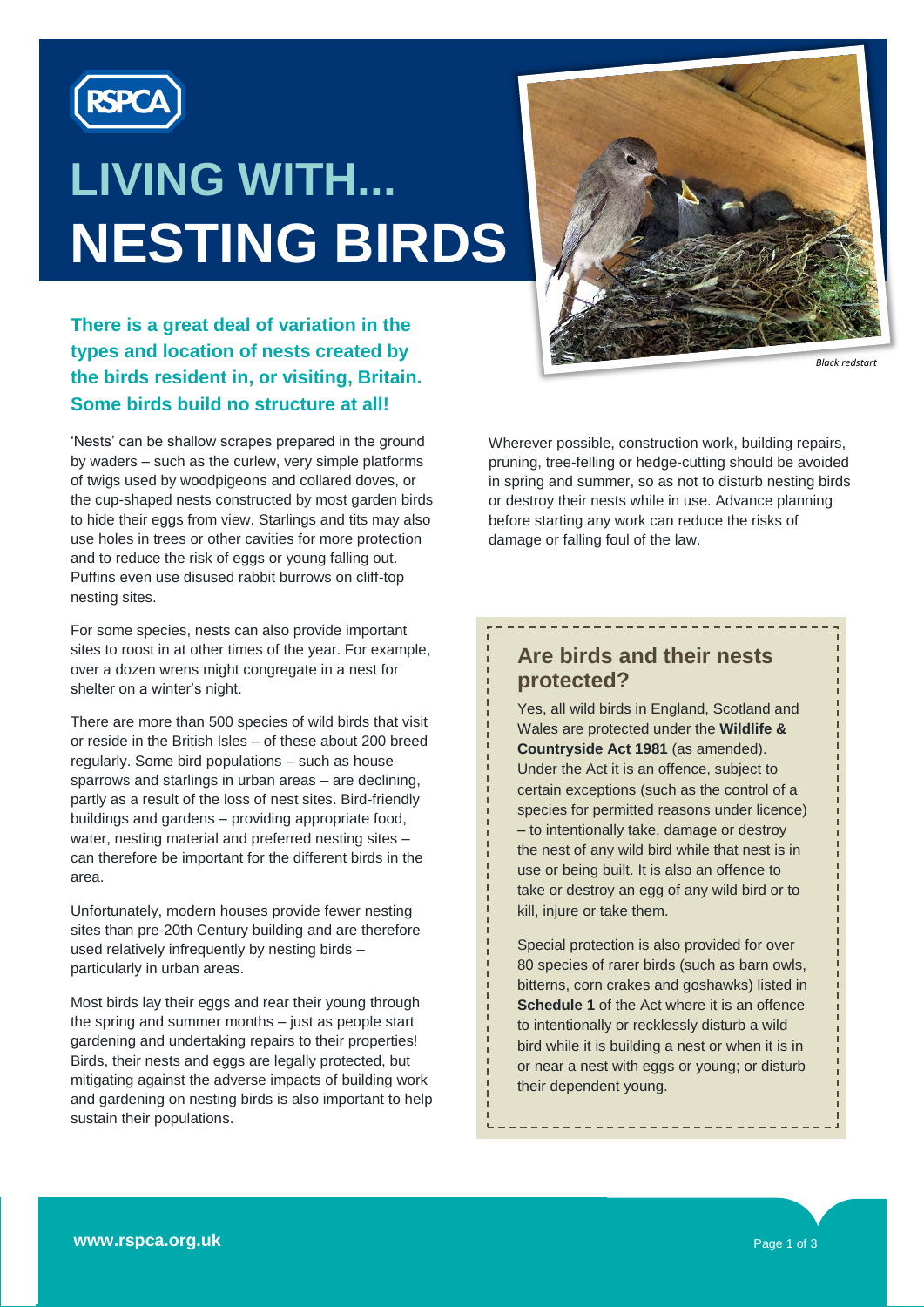# LIVING WITH... NESTING BIRDS

**There is a great deal of variation in the types and location of nests created by the birds resident in, or visiting, Britain. Some birds build no structure at all!**

*Black redstart*

'Nests' can be shallow scrapes prepared in the ground by waders – such as the curlew, very simple platforms of twigs used by woodpigeons and collared doves, or the cup-shaped nests constructed by most garden birds to hide their eggs from view. Starlings and tits may also use holes in trees or other cavities for more protection and to reduce the risk of eggs or young falling out. Puffins even use disused rabbit burrows on cliff-top nesting sites.

For some species, nests can also provide important sites to roost in at other times of the year. For example, over a dozen wrens might congregate in a nest for shelter on a winter's night.

There are more than 500 species of wild birds that visit or reside in the British Isles – of these about 200 breed regularly. Some bird populations – such as house sparrows and starlings in urban areas – are declining, partly as a result of the loss of nest sites. Bird-friendly buildings and gardens – providing appropriate food, water, nesting material and preferred nesting sites – can therefore be important for the different birds in the area.

Unfortunately, modern houses provide fewer nesting sites than pre-20th Century building and are therefore used relatively infrequently by nesting birds – particularly in urban areas.

Most birds lay their eggs and rear their young through the spring and summer months – just as people start gardening and undertaking repairs to their properties! Birds, their nests and eggs are legally protected, but mitigating against the adverse impacts of building work and gardening on nesting birds is also important to help sustain their populations.

Wherever possible, construction work, building repairs, pruning, tree-felling or hedge-cutting should be avoided in spring and summer, so as not to disturb nesting birds or destroy their nests while in use. Advance planning before starting any work can reduce the risks of damage or falling foul of the law.

## Are birds and their nests protected?

Yes, all wild birds in England, Scotland and Wales are protected under the **Wildlife & Countryside Act 1981** (as amended). Under the Act it is an offence, subject to certain exceptions (such as the control of a species for permitted reasons under licence) – to intentionally take, damage or destroy the nest of any wild bird while that nest is in use or being built. It is also an offence to take or destroy an egg of any wild bird or to kill, injure or take them.

Special protection is also provided for over 80 species of rarer birds (such as barn owls, bitterns, corn crakes and goshawks) listed in **Schedule 1** of the Act where it is an offence to intentionally or recklessly disturb a wild bird while it is building a nest or when it is in or near a nest with eggs or young; or disturb their dependent young.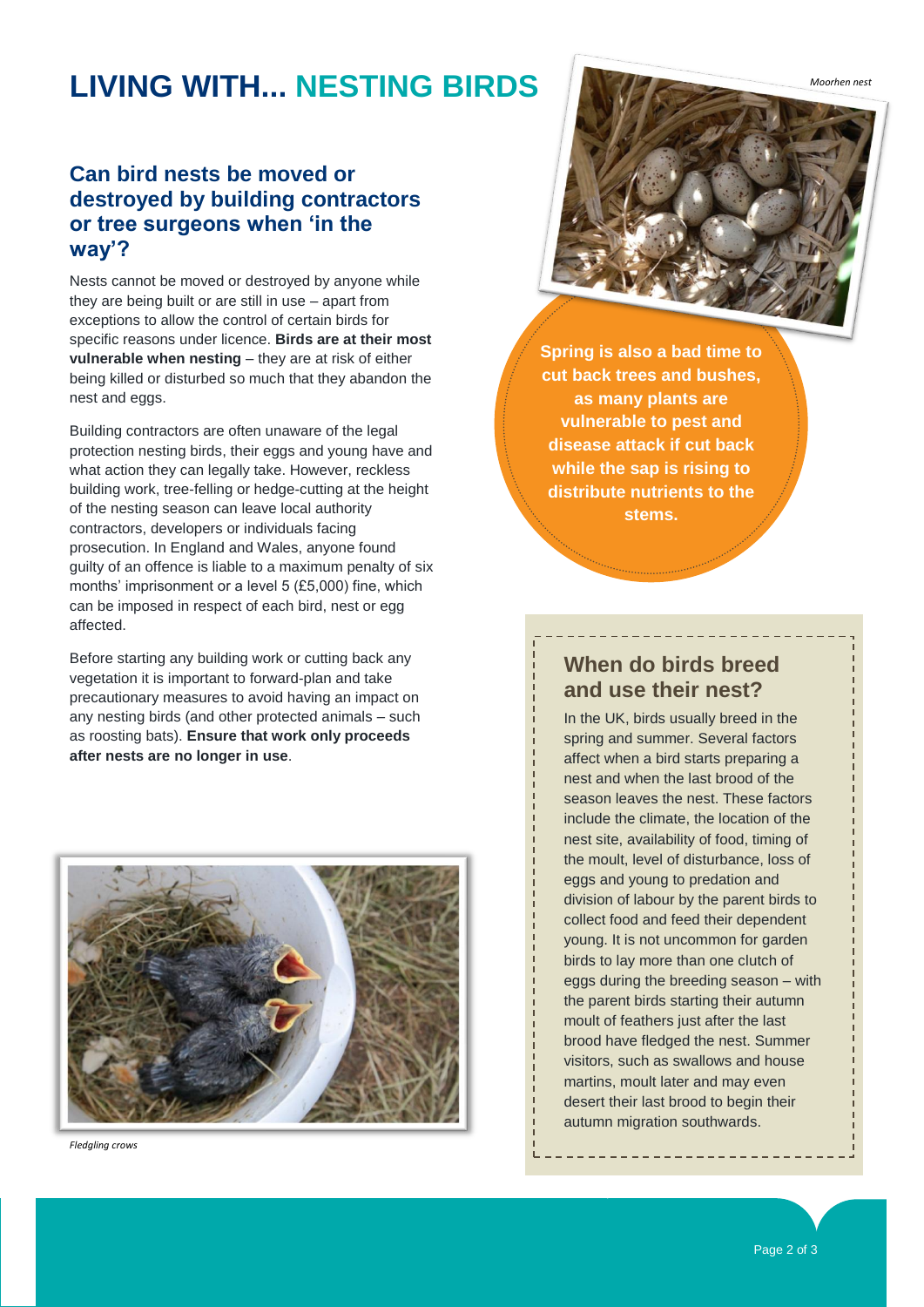# LIVING WITH... NESTING BIRDS

## Can bird nests be moved or destroyed by building contractors or tree surgeons when 'in the way'?

Nests cannot be moved or destroyed by anyone while they are being built or are still in use – apart from exceptions to allow the control of certain birds for specific reasons under licence. **Birds are at their most vulnerable when nesting** – they are at risk of either being killed or disturbed so much that they abandon the nest and eggs.

Building contractors are often unaware of the legal protection nesting birds, their eggs and young have and what action they can legally take. However, reckless building work, tree-felling or hedge-cutting at the height of the nesting season can leave local authority contractors, developers or individuals facing prosecution. In England and Wales, anyone found guilty of an offence is liable to a maximum penalty of six months' imprisonment or a level 5 (£5,000) fine, which can be imposed in respect of each bird, nest or egg affected.

Before starting any building work or cutting back any vegetation it is important to forward-plan and take precautionary measures to avoid having an impact on any nesting birds (and other protected animals – such as roosting bats). **Ensure that work only proceeds after nests are no longer in use**.

*Fledgling crows*

*Moorhen nest*

**Spring is also a bad time to cut back trees and bushes, as many plants are vulnerable to pest and disease attack if cut back while the sap is rising to distribute nutrients to the stems.**

## When do birds breed and use their nest?

In the UK, birds usually breed in the spring and summer. Several factors affect when a bird starts preparing a nest and when the last brood of the season leaves the nest. These factors include the climate, the location of the nest site, availability of food, timing of the moult, level of disturbance, loss of eggs and young to predation and division of labour by the parent birds to collect food and feed their dependent young. It is not uncommon for garden birds to lay more than one clutch of eggs during the breeding season – with the parent birds starting their autumn moult of feathers just after the last brood have fledged the nest. Summer visitors, such as swallows and house martins, moult later and may even desert their last brood to begin their autumn migration southwards.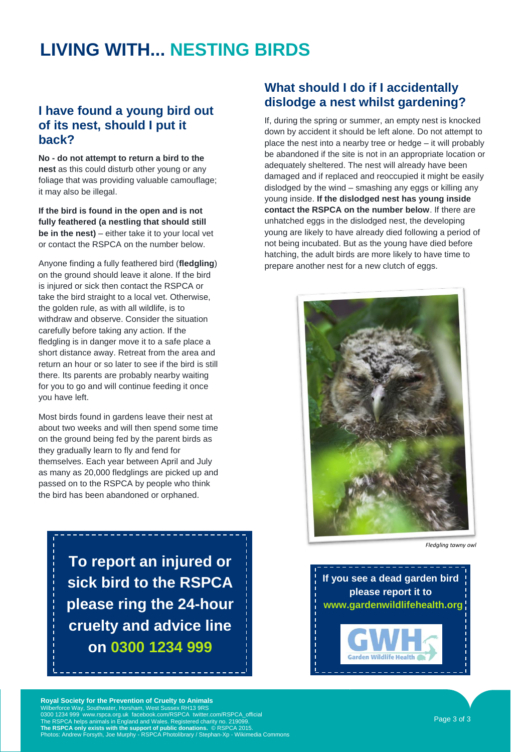# LIVING WITH... NESTING BIRDS

## I have found a young bird out of its nest, should I put it back?

**No - do not attempt to return a bird to the nest** as this could disturb other young or any foliage that was providing valuable camouflage; it may also be illegal.

**If the bird is found in the open and is not fully feathered (a nestling that should still be in the nest)** – either take it to your local vet or contact the RSPCA on the number below.

Anyone finding a fully feathered bird (**fledgling**) on the ground should leave it alone. If the bird is injured or sick then contact the RSPCA or take the bird straight to a local vet. Otherwise, the golden rule, as with all wildlife, is to withdraw and observe. Consider the situation carefully before taking any action. If the fledgling is in danger move it to a safe place a short distance away. Retreat from the area and return an hour or so later to see if the bird is still there. Its parents are probably nearby waiting for you to go and will continue feeding it once you have left.

Most birds found in gardens leave their nest at about two weeks and will then spend some time on the ground being fed by the parent birds as they gradually learn to fly and fend for themselves. Each year between April and July as many as 20,000 fledglings are picked up and passed on to the RSPCA by people who think the bird has been abandoned or orphaned.

**To report an injured or sick bird to the RSPCA please ring the 24-hour cruelty and advice line on 0300 1234 999**

## What should I do if I accidentally dislodge a nest whilst gardening?

If, during the spring or summer, an empty nest is knocked down by accident it should be left alone. Do not attempt to place the nest into a nearby tree or hedge – it will probably be abandoned if the site is not in an appropriate location or adequately sheltered. The nest will already have been damaged and if replaced and reoccupied it might be easily dislodged by the wind – smashing any eggs or killing any young inside. **If the dislodged nest has young inside contact the RSPCA on the number below**. If there are unhatched eggs in the dislodged nest, the developing young are likely to have already died following a period of not being incubated. But as the young have died before hatching, the adult birds are more likely to have time to prepare another nest for a new clutch of eggs.

*Fledgling tawny owl*

**If you see a dead garden bird please report it to www.gardenwildlifehealth.org**

Garden Wildlife Health

**Royal Society for the Prevention of Cruelty to Animals**
Wilberforce Way, Southwater, Horsham, West Sussex RH13 9RS
0300 1234 999 www.rspca.org.uk facebook.com/RSPCA twitter.com/RSPCA_official
The RSPCA helps animals in England and Wales. Registered charity no. 219099.
**The RSPCA only exists with the support of public donations.** © RSPCA 2015.
Photos: Andrew Forsyth, Joe Murphy - RSPCA Photolibrary / Stephan-Xp - Wikimedia Commons